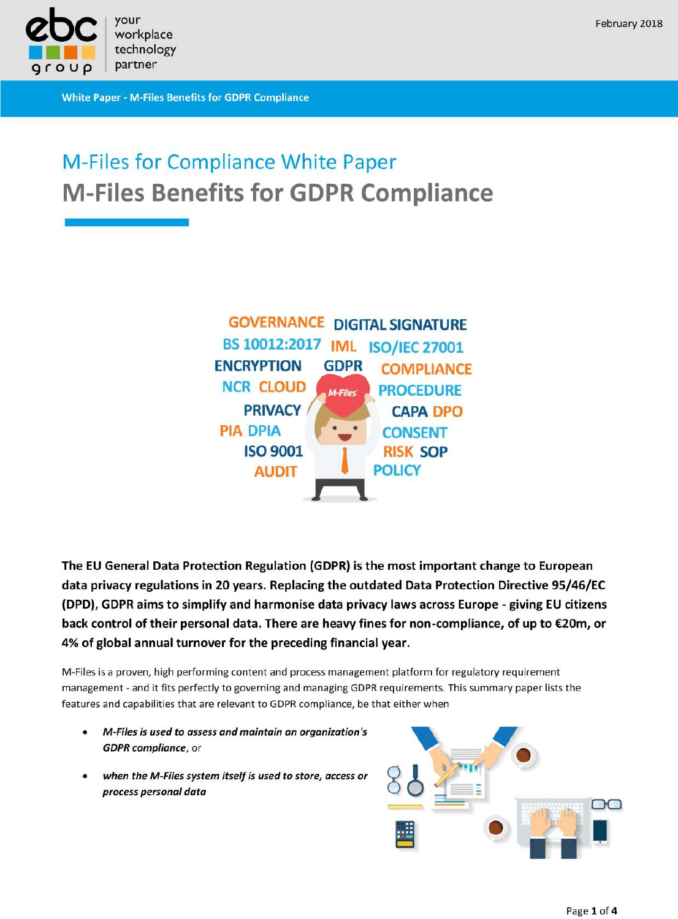# M-Files for Compliance White Paper

# M-Files Benefits for GDPR Compliance

**The EU General Data Protection Regulation (GDPR) is the most important change to European data privacy regulations in 20 years. Replacing the outdated Data Protection Directive 95/46/EC (DPD), GDPR aims to simplify and harmonise data privacy laws across Europe - giving EU citizens back control of their personal data. There are heavy fines for non-compliance, of up to €20m, or 4% of global annual turnover for the preceding financial year.**

M-Files is a proven, high performing content and process management platform for regulatory requirement management - and it fits perfectly to governing and managing GDPR requirements. This summary paper lists the features and capabilities that are relevant to GDPR compliance, be that either when

- ***M-Files is used to assess and maintain an organization's GDPR compliance***, or
- ***when the M-Files system itself is used to store, access or process personal data***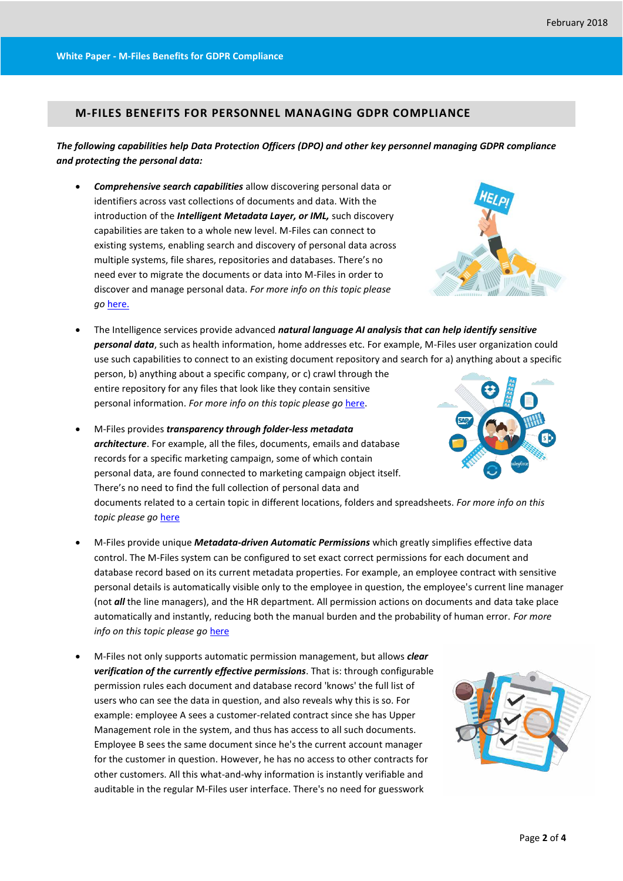## M-FILES BENEFITS FOR PERSONNEL MANAGING GDPR COMPLIANCE

***The following capabilities help Data Protection Officers (DPO) and other key personnel managing GDPR compliance and protecting the personal data:***

- ***Comprehensive search capabilities*** allow discovering personal data or identifiers across vast collections of documents and data. With the introduction of the ***Intelligent Metadata Layer, or IML,*** such discovery capabilities are taken to a whole new level. M-Files can connect to existing systems, enabling search and discovery of personal data across multiple systems, file shares, repositories and databases. There's no need ever to migrate the documents or data into M-Files in order to discover and manage personal data. *For more info on this topic please go* here.

- The Intelligence services provide advanced ***natural language AI analysis that can help identify sensitive personal data***, such as health information, home addresses etc. For example, M-Files user organization could use such capabilities to connect to an existing document repository and search for a) anything about a specific person, b) anything about a specific company, or c) crawl through the entire repository for any files that look like they contain sensitive personal information. *For more info on this topic please go* here.

- M-Files provides ***transparency through folder-less metadata architecture***. For example, all the files, documents, emails and database records for a specific marketing campaign, some of which contain personal data, are found connected to marketing campaign object itself. There's no need to find the full collection of personal data and documents related to a certain topic in different locations, folders and spreadsheets. *For more info on this topic please go* here

- M-Files provide unique ***Metadata-driven Automatic Permissions*** which greatly simplifies effective data control. The M-Files system can be configured to set exact correct permissions for each document and database record based on its current metadata properties. For example, an employee contract with sensitive personal details is automatically visible only to the employee in question, the employee's current line manager (not ***all*** the line managers), and the HR department. All permission actions on documents and data take place automatically and instantly, reducing both the manual burden and the probability of human error. *For more info on this topic please go* here

- M-Files not only supports automatic permission management, but allows ***clear verification of the currently effective permissions***. That is: through configurable permission rules each document and database record 'knows' the full list of users who can see the data in question, and also reveals why this is so. For example: employee A sees a customer-related contract since she has Upper Management role in the system, and thus has access to all such documents. Employee B sees the same document since he's the current account manager for the customer in question. However, he has no access to other contracts for other customers. All this what-and-why information is instantly verifiable and auditable in the regular M-Files user interface. There's no need for guesswork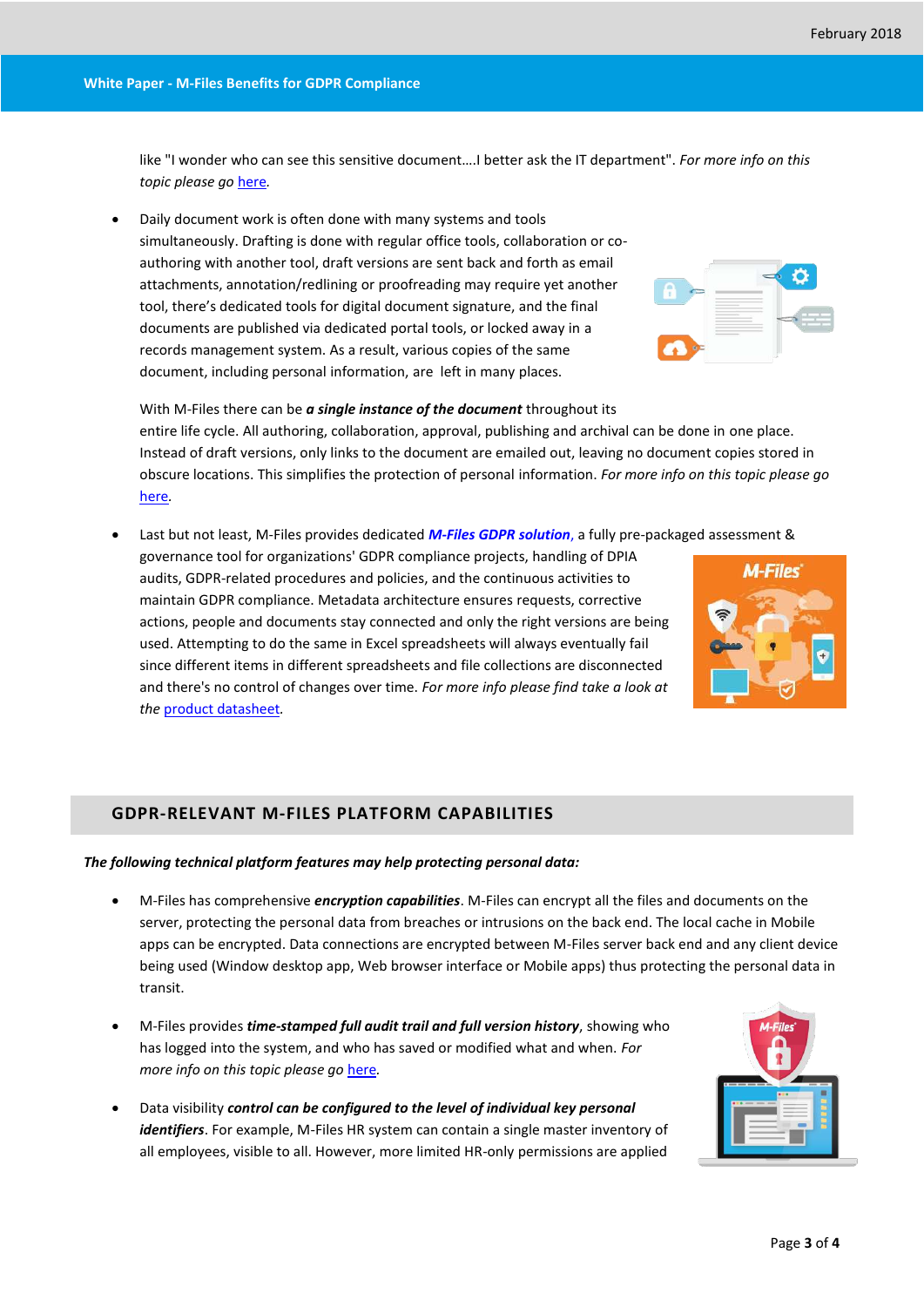like "I wonder who can see this sensitive document….I better ask the IT department". *For more info on this topic please go* [here](#).

- Daily document work is often done with many systems and tools simultaneously. Drafting is done with regular office tools, collaboration or co-authoring with another tool, draft versions are sent back and forth as email attachments, annotation/redlining or proofreading may require yet another tool, there's dedicated tools for digital document signature, and the final documents are published via dedicated portal tools, or locked away in a records management system. As a result, various copies of the same document, including personal information, are left in many places.

  With M-Files there can be ***a single instance of the document*** throughout its entire life cycle. All authoring, collaboration, approval, publishing and archival can be done in one place. Instead of draft versions, only links to the document are emailed out, leaving no document copies stored in obscure locations. This simplifies the protection of personal information. *For more info on this topic please go* [here](#).

- Last but not least, M-Files provides dedicated ***M-Files GDPR solution***, a fully pre-packaged assessment & governance tool for organizations' GDPR compliance projects, handling of DPIA audits, GDPR-related procedures and policies, and the continuous activities to maintain GDPR compliance. Metadata architecture ensures requests, corrective actions, people and documents stay connected and only the right versions are being used. Attempting to do the same in Excel spreadsheets will always eventually fail since different items in different spreadsheets and file collections are disconnected and there's no control of changes over time. *For more info please find take a look at the* [product datasheet](#).

## GDPR-RELEVANT M-FILES PLATFORM CAPABILITIES

***The following technical platform features may help protecting personal data:***

- M-Files has comprehensive ***encryption capabilities***. M-Files can encrypt all the files and documents on the server, protecting the personal data from breaches or intrusions on the back end. The local cache in Mobile apps can be encrypted. Data connections are encrypted between M-Files server back end and any client device being used (Window desktop app, Web browser interface or Mobile apps) thus protecting the personal data in transit.

- M-Files provides ***time-stamped full audit trail and full version history***, showing who has logged into the system, and who has saved or modified what and when. *For more info on this topic please go* [here](#).

- Data visibility ***control can be configured to the level of individual key personal identifiers***. For example, M-Files HR system can contain a single master inventory of all employees, visible to all. However, more limited HR-only permissions are applied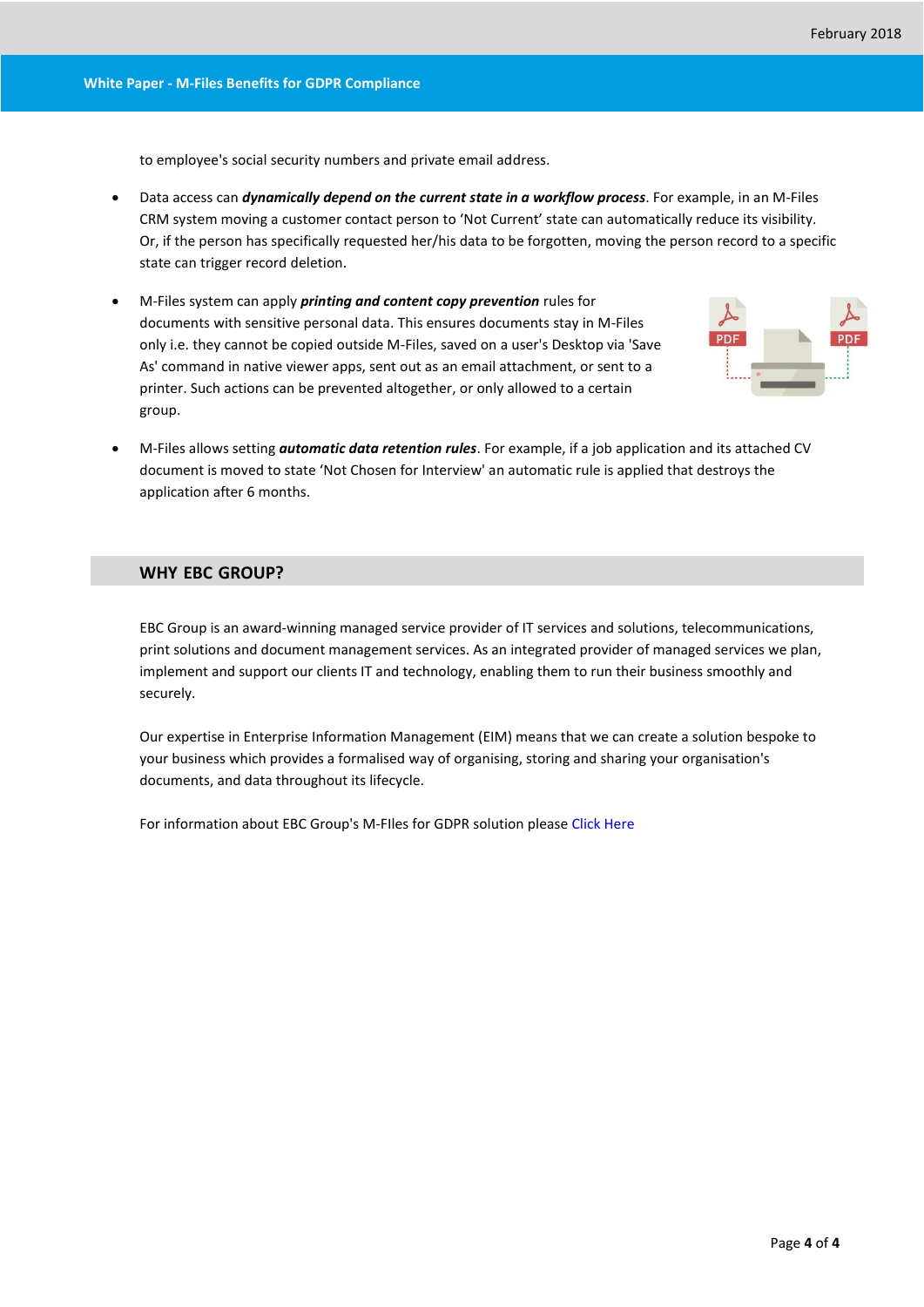to employee's social security numbers and private email address.

- Data access can ***dynamically depend on the current state in a workflow process***. For example, in an M-Files CRM system moving a customer contact person to 'Not Current' state can automatically reduce its visibility. Or, if the person has specifically requested her/his data to be forgotten, moving the person record to a specific state can trigger record deletion.

- M-Files system can apply ***printing and content copy prevention*** rules for documents with sensitive personal data. This ensures documents stay in M-Files only i.e. they cannot be copied outside M-Files, saved on a user's Desktop via 'Save As' command in native viewer apps, sent out as an email attachment, or sent to a printer. Such actions can be prevented altogether, or only allowed to a certain group.

- M-Files allows setting ***automatic data retention rules***. For example, if a job application and its attached CV document is moved to state 'Not Chosen for Interview' an automatic rule is applied that destroys the application after 6 months.

## WHY EBC GROUP?

EBC Group is an award-winning managed service provider of IT services and solutions, telecommunications, print solutions and document management services. As an integrated provider of managed services we plan, implement and support our clients IT and technology, enabling them to run their business smoothly and securely.

Our expertise in Enterprise Information Management (EIM) means that we can create a solution bespoke to your business which provides a formalised way of organising, storing and sharing your organisation's documents, and data throughout its lifecycle.

For information about EBC Group's M-FIles for GDPR solution please Click Here